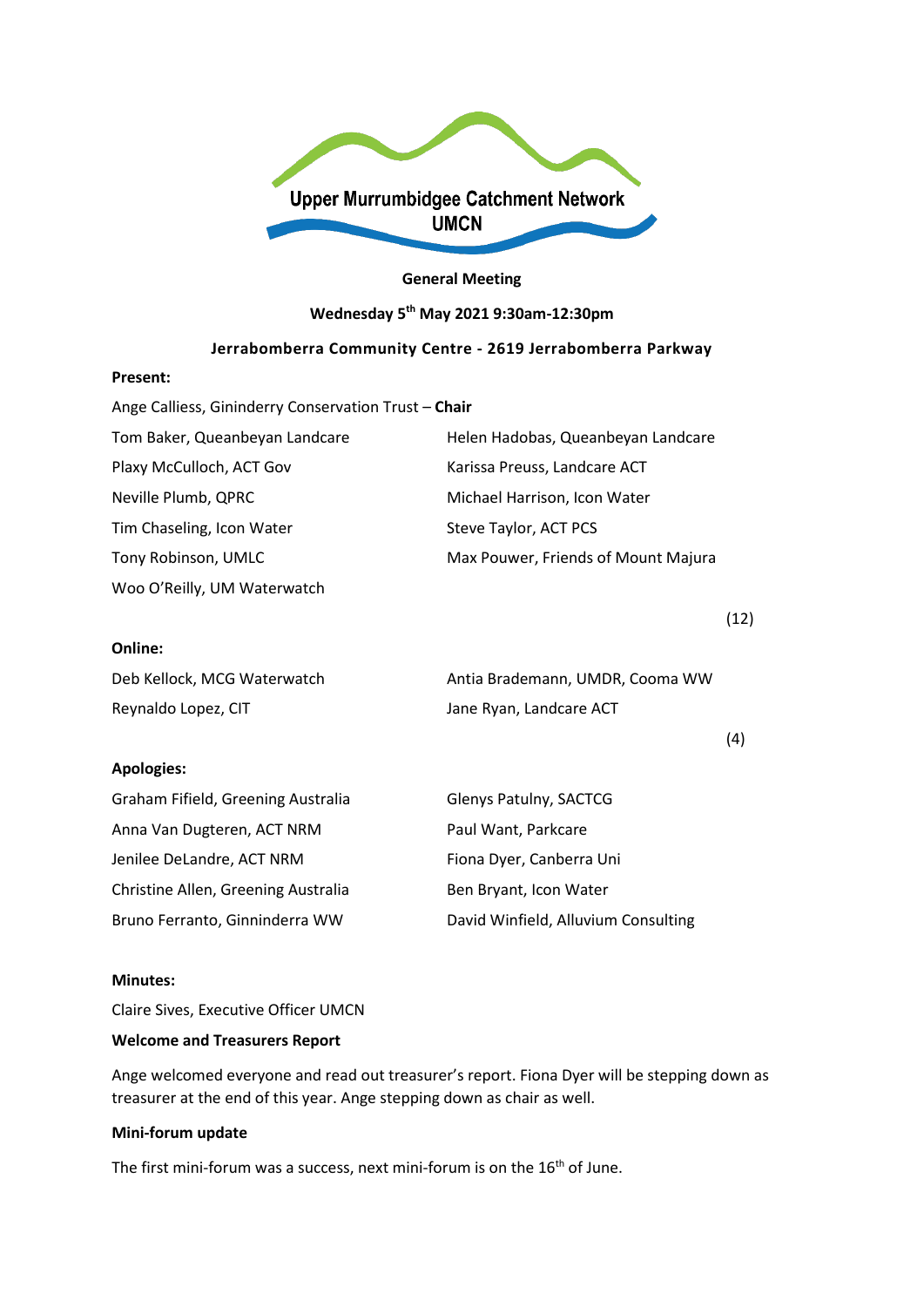Upper Murrumbidgee Catchment Network

UMCN

**General Meeting**

**Wednesday 5th May 2021 9:30am-12:30pm**

**Jerrabomberra Community Centre - 2619 Jerrabomberra Parkway**

**Present:**

Ange Calliess, Gininderry Conservation Trust – **Chair**

| | |
|---|---|
| Tom Baker, Queanbeyan Landcare | Helen Hadobas, Queanbeyan Landcare |
| Plaxy McCulloch, ACT Gov | Karissa Preuss, Landcare ACT |
| Neville Plumb, QPRC | Michael Harrison, Icon Water |
| Tim Chaseling, Icon Water | Steve Taylor, ACT PCS |
| Tony Robinson, UMLC | Max Pouwer, Friends of Mount Majura |
| Woo O'Reilly, UM Waterwatch | |

(12)

**Online:**

| | |
|---|---|
| Deb Kellock, MCG Waterwatch | Antia Brademann, UMDR, Cooma WW |
| Reynaldo Lopez, CIT | Jane Ryan, Landcare ACT |

(4)

**Apologies:**

| | |
|---|---|
| Graham Fifield, Greening Australia | Glenys Patulny, SACTCG |
| Anna Van Dugteren, ACT NRM | Paul Want, Parkcare |
| Jenilee DeLandre, ACT NRM | Fiona Dyer, Canberra Uni |
| Christine Allen, Greening Australia | Ben Bryant, Icon Water |
| Bruno Ferranto, Ginninderra WW | David Winfield, Alluvium Consulting |

**Minutes:**

Claire Sives, Executive Officer UMCN

**Welcome and Treasurers Report**

Ange welcomed everyone and read out treasurer's report. Fiona Dyer will be stepping down as treasurer at the end of this year. Ange stepping down as chair as well.

**Mini-forum update**

The first mini-forum was a success, next mini-forum is on the 16th of June.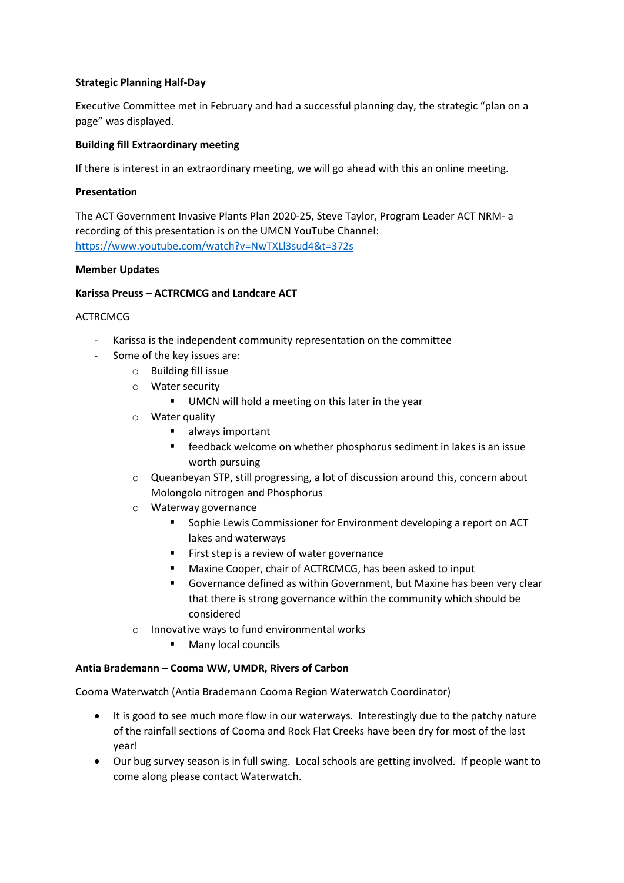**Strategic Planning Half-Day**

Executive Committee met in February and had a successful planning day, the strategic "plan on a page" was displayed.

**Building fill Extraordinary meeting**

If there is interest in an extraordinary meeting, we will go ahead with this an online meeting.

**Presentation**

The ACT Government Invasive Plants Plan 2020-25, Steve Taylor, Program Leader ACT NRM- a recording of this presentation is on the UMCN YouTube Channel: [https://www.youtube.com/watch?v=NwTXLl3sud4&t=372s](https://www.youtube.com/watch?v=NwTXLl3sud4&t=372s)

**Member Updates**

**Karissa Preuss – ACTRCMCG and Landcare ACT**

ACTRCMCG

- Karissa is the independent community representation on the committee
- Some of the key issues are:
    - Building fill issue
    - Water security
        - UMCN will hold a meeting on this later in the year
    - Water quality
        - always important
        - feedback welcome on whether phosphorus sediment in lakes is an issue worth pursuing
    - Queanbeyan STP, still progressing, a lot of discussion around this, concern about Molongolo nitrogen and Phosphorus
    - Waterway governance
        - Sophie Lewis Commissioner for Environment developing a report on ACT lakes and waterways
        - First step is a review of water governance
        - Maxine Cooper, chair of ACTRCMCG, has been asked to input
        - Governance defined as within Government, but Maxine has been very clear that there is strong governance within the community which should be considered
    - Innovative ways to fund environmental works
        - Many local councils

**Antia Brademann – Cooma WW, UMDR, Rivers of Carbon**

Cooma Waterwatch (Antia Brademann Cooma Region Waterwatch Coordinator)

- It is good to see much more flow in our waterways. Interestingly due to the patchy nature of the rainfall sections of Cooma and Rock Flat Creeks have been dry for most of the last year!
- Our bug survey season is in full swing. Local schools are getting involved. If people want to come along please contact Waterwatch.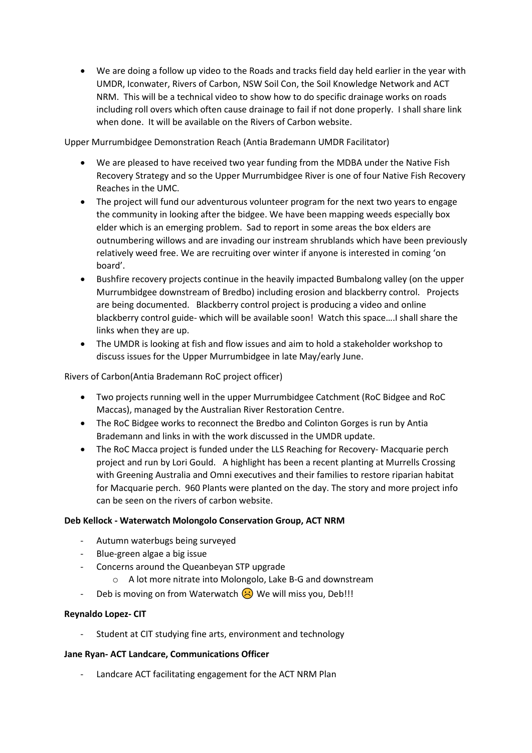- We are doing a follow up video to the Roads and tracks field day held earlier in the year with UMDR, Iconwater, Rivers of Carbon, NSW Soil Con, the Soil Knowledge Network and ACT NRM. This will be a technical video to show how to do specific drainage works on roads including roll overs which often cause drainage to fail if not done properly. I shall share link when done. It will be available on the Rivers of Carbon website.

Upper Murrumbidgee Demonstration Reach (Antia Brademann UMDR Facilitator)

- We are pleased to have received two year funding from the MDBA under the Native Fish Recovery Strategy and so the Upper Murrumbidgee River is one of four Native Fish Recovery Reaches in the UMC.
- The project will fund our adventurous volunteer program for the next two years to engage the community in looking after the bidgee. We have been mapping weeds especially box elder which is an emerging problem. Sad to report in some areas the box elders are outnumbering willows and are invading our instream shrublands which have been previously relatively weed free. We are recruiting over winter if anyone is interested in coming 'on board'.
- Bushfire recovery projects continue in the heavily impacted Bumbalong valley (on the upper Murrumbidgee downstream of Bredbo) including erosion and blackberry control. Projects are being documented. Blackberry control project is producing a video and online blackberry control guide- which will be available soon! Watch this space….I shall share the links when they are up.
- The UMDR is looking at fish and flow issues and aim to hold a stakeholder workshop to discuss issues for the Upper Murrumbidgee in late May/early June.

Rivers of Carbon(Antia Brademann RoC project officer)

- Two projects running well in the upper Murrumbidgee Catchment (RoC Bidgee and RoC Maccas), managed by the Australian River Restoration Centre.
- The RoC Bidgee works to reconnect the Bredbo and Colinton Gorges is run by Antia Brademann and links in with the work discussed in the UMDR update.
- The RoC Macca project is funded under the LLS Reaching for Recovery- Macquarie perch project and run by Lori Gould. A highlight has been a recent planting at Murrells Crossing with Greening Australia and Omni executives and their families to restore riparian habitat for Macquarie perch. 960 Plants were planted on the day. The story and more project info can be seen on the rivers of carbon website.

**Deb Kellock - Waterwatch Molongolo Conservation Group, ACT NRM**

- Autumn waterbugs being surveyed
- Blue-green algae a big issue
- Concerns around the Queanbeyan STP upgrade
    - A lot more nitrate into Molongolo, Lake B-G and downstream
- Deb is moving on from Waterwatch ☹ We will miss you, Deb!!!

**Reynaldo Lopez- CIT**

- Student at CIT studying fine arts, environment and technology

**Jane Ryan- ACT Landcare, Communications Officer**

- Landcare ACT facilitating engagement for the ACT NRM Plan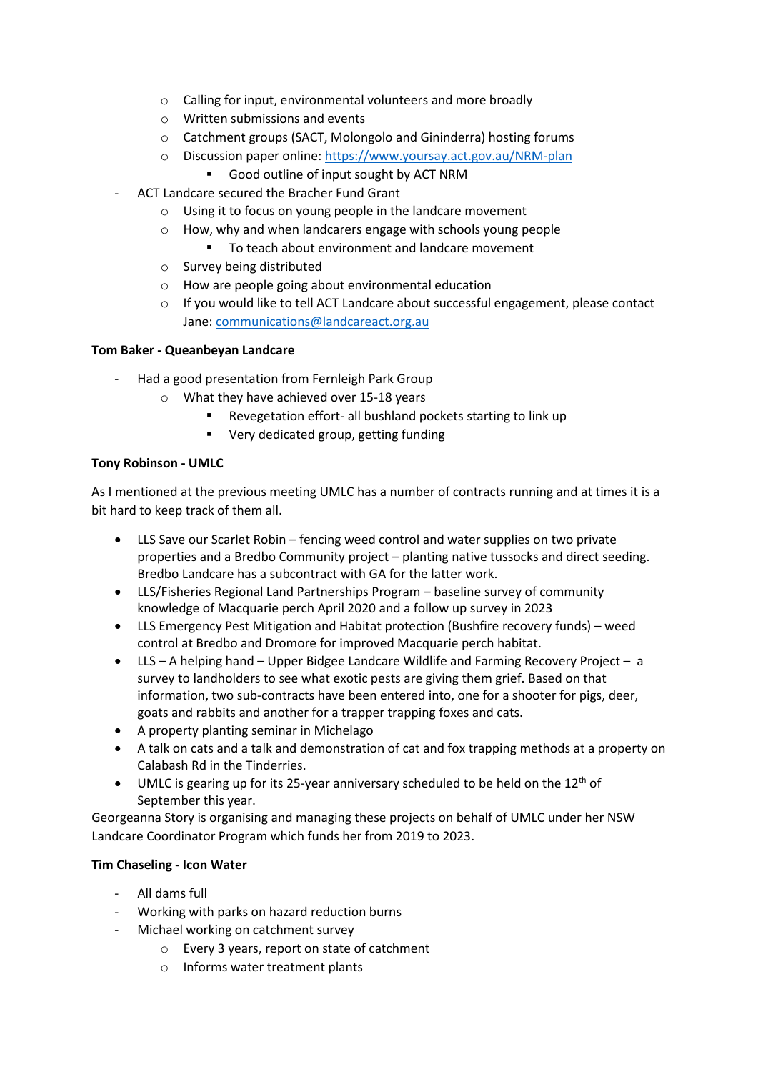- Calling for input, environmental volunteers and more broadly
    - Written submissions and events
    - Catchment groups (SACT, Molongolo and Ginninderra) hosting forums
    - Discussion paper online: [https://www.yoursay.act.gov.au/NRM-plan](https://www.yoursay.act.gov.au/NRM-plan)
        - Good outline of input sought by ACT NRM
- ACT Landcare secured the Bracher Fund Grant
    - Using it to focus on young people in the landcare movement
    - How, why and when landcarers engage with schools young people
        - To teach about environment and landcare movement
    - Survey being distributed
    - How are people going about environmental education
    - If you would like to tell ACT Landcare about successful engagement, please contact Jane: [communications@landcareact.org.au](mailto:communications@landcareact.org.au)

**Tom Baker - Queanbeyan Landcare**

- Had a good presentation from Fernleigh Park Group
    - What they have achieved over 15-18 years
        - Revegetation effort- all bushland pockets starting to link up
        - Very dedicated group, getting funding

**Tony Robinson - UMLC**

As I mentioned at the previous meeting UMLC has a number of contracts running and at times it is a bit hard to keep track of them all.

- LLS Save our Scarlet Robin – fencing weed control and water supplies on two private properties and a Bredbo Community project – planting native tussocks and direct seeding. Bredbo Landcare has a subcontract with GA for the latter work.
- LLS/Fisheries Regional Land Partnerships Program – baseline survey of community knowledge of Macquarie perch April 2020 and a follow up survey in 2023
- LLS Emergency Pest Mitigation and Habitat protection (Bushfire recovery funds) – weed control at Bredbo and Dromore for improved Macquarie perch habitat.
- LLS – A helping hand – Upper Bidgee Landcare Wildlife and Farming Recovery Project – a survey to landholders to see what exotic pests are giving them grief. Based on that information, two sub-contracts have been entered into, one for a shooter for pigs, deer, goats and rabbits and another for a trapper trapping foxes and cats.
- A property planting seminar in Michelago
- A talk on cats and a talk and demonstration of cat and fox trapping methods at a property on Calabash Rd in the Tinderries.
- UMLC is gearing up for its 25-year anniversary scheduled to be held on the 12th of September this year.

Georgeanna Story is organising and managing these projects on behalf of UMLC under her NSW Landcare Coordinator Program which funds her from 2019 to 2023.

**Tim Chaseling - Icon Water**

- All dams full
- Working with parks on hazard reduction burns
- Michael working on catchment survey
    - Every 3 years, report on state of catchment
    - Informs water treatment plants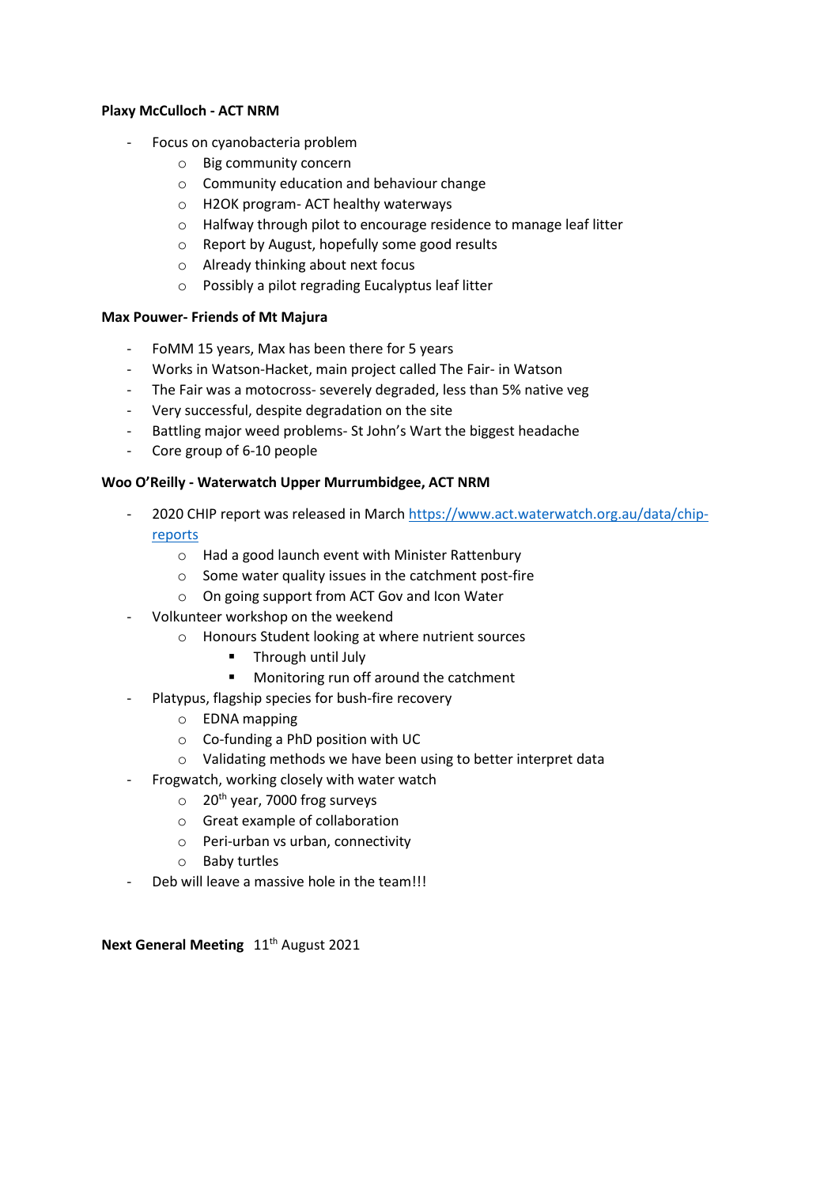**Plaxy McCulloch - ACT NRM**

- Focus on cyanobacteria problem
    - Big community concern
    - Community education and behaviour change
    - H2OK program- ACT healthy waterways
    - Halfway through pilot to encourage residence to manage leaf litter
    - Report by August, hopefully some good results
    - Already thinking about next focus
    - Possibly a pilot regrading Eucalyptus leaf litter

**Max Pouwer- Friends of Mt Majura**

- FoMM 15 years, Max has been there for 5 years
- Works in Watson-Hacket, main project called The Fair- in Watson
- The Fair was a motocross- severely degraded, less than 5% native veg
- Very successful, despite degradation on the site
- Battling major weed problems- St John's Wart the biggest headache
- Core group of 6-10 people

**Woo O'Reilly - Waterwatch Upper Murrumbidgee, ACT NRM**

- 2020 CHIP report was released in March [https://www.act.waterwatch.org.au/data/chip-reports](https://www.act.waterwatch.org.au/data/chip-reports)
    - Had a good launch event with Minister Rattenbury
    - Some water quality issues in the catchment post-fire
    - On going support from ACT Gov and Icon Water
- Volkunteer workshop on the weekend
    - Honours Student looking at where nutrient sources
        - Through until July
        - Monitoring run off around the catchment
- Platypus, flagship species for bush-fire recovery
    - EDNA mapping
    - Co-funding a PhD position with UC
    - Validating methods we have been using to better interpret data
- Frogwatch, working closely with water watch
    - 20th year, 7000 frog surveys
    - Great example of collaboration
    - Peri-urban vs urban, connectivity
    - Baby turtles
- Deb will leave a massive hole in the team!!!

**Next General Meeting** 11th August 2021